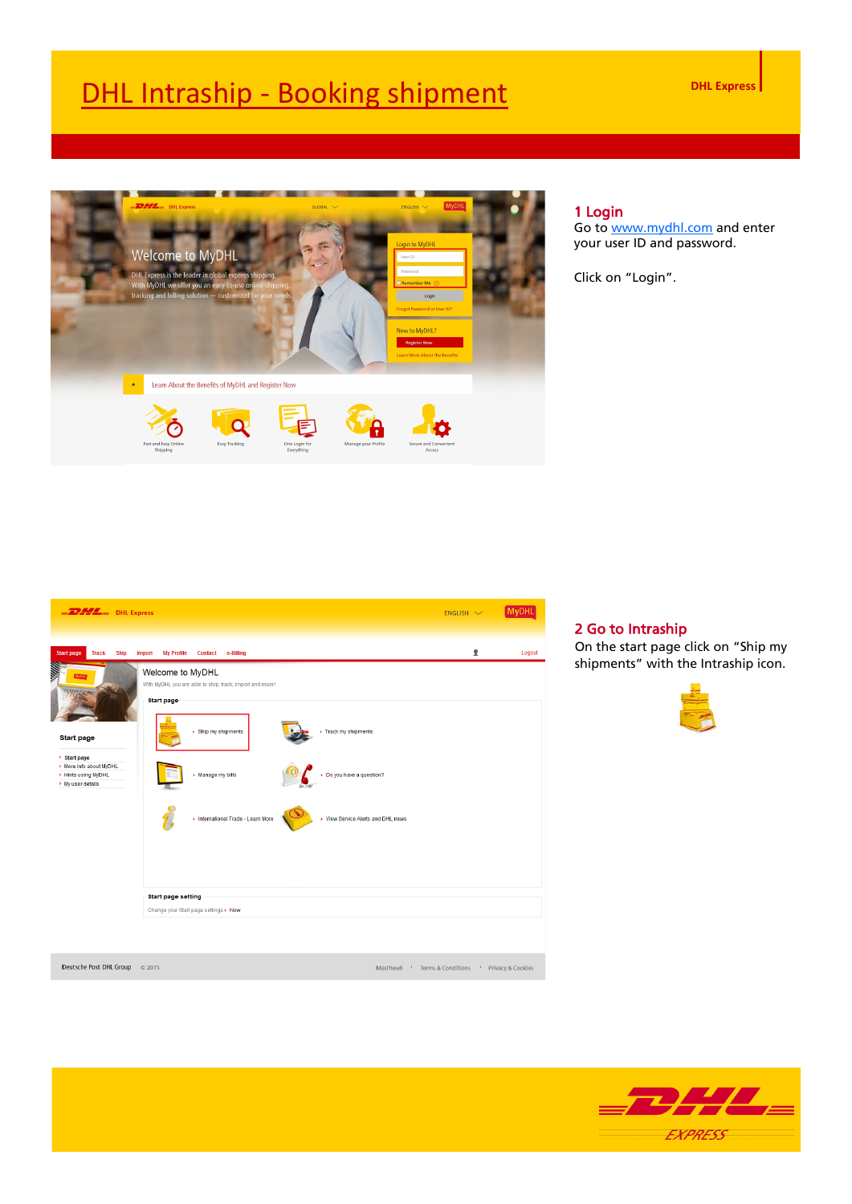# DHL Intraship - Booking shipment

DHL Express

## 1 Login

Go to www.mydhl.com and enter your user ID and password.

Click on "Login".

## 2 Go to Intraship

On the start page click on "Ship my shipments" with the Intraship icon.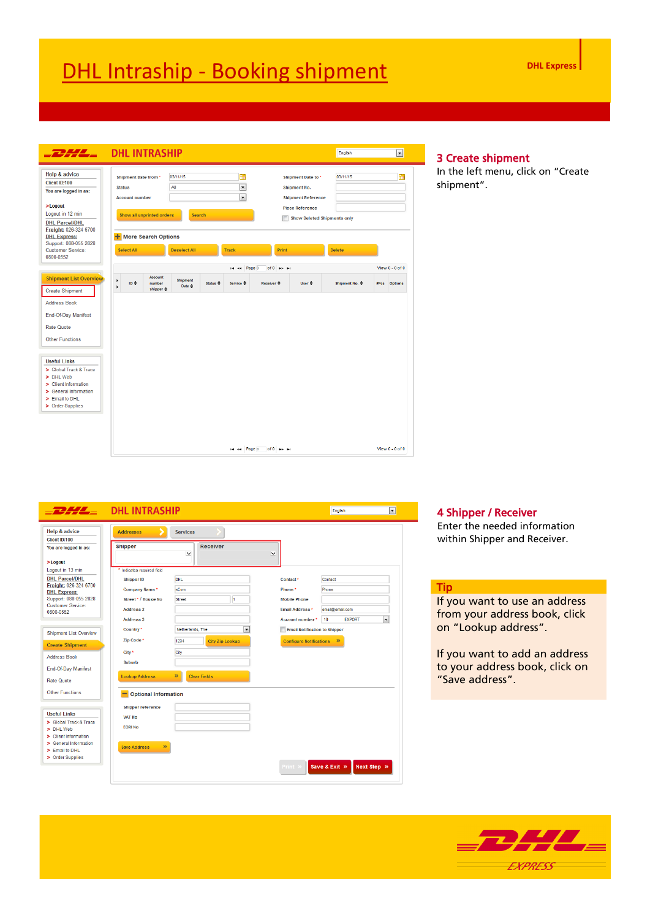# DHL Intraship - Booking shipment

DHL Express

## 3 Create shipment

In the left menu, click on “Create shipment”.

## 4 Shipper / Receiver

Enter the needed information within Shipper and Receiver.

### Tip

If you want to use an address from your address book, click on “Lookup address”.

If you want to add an address to your address book, click on “Save address”.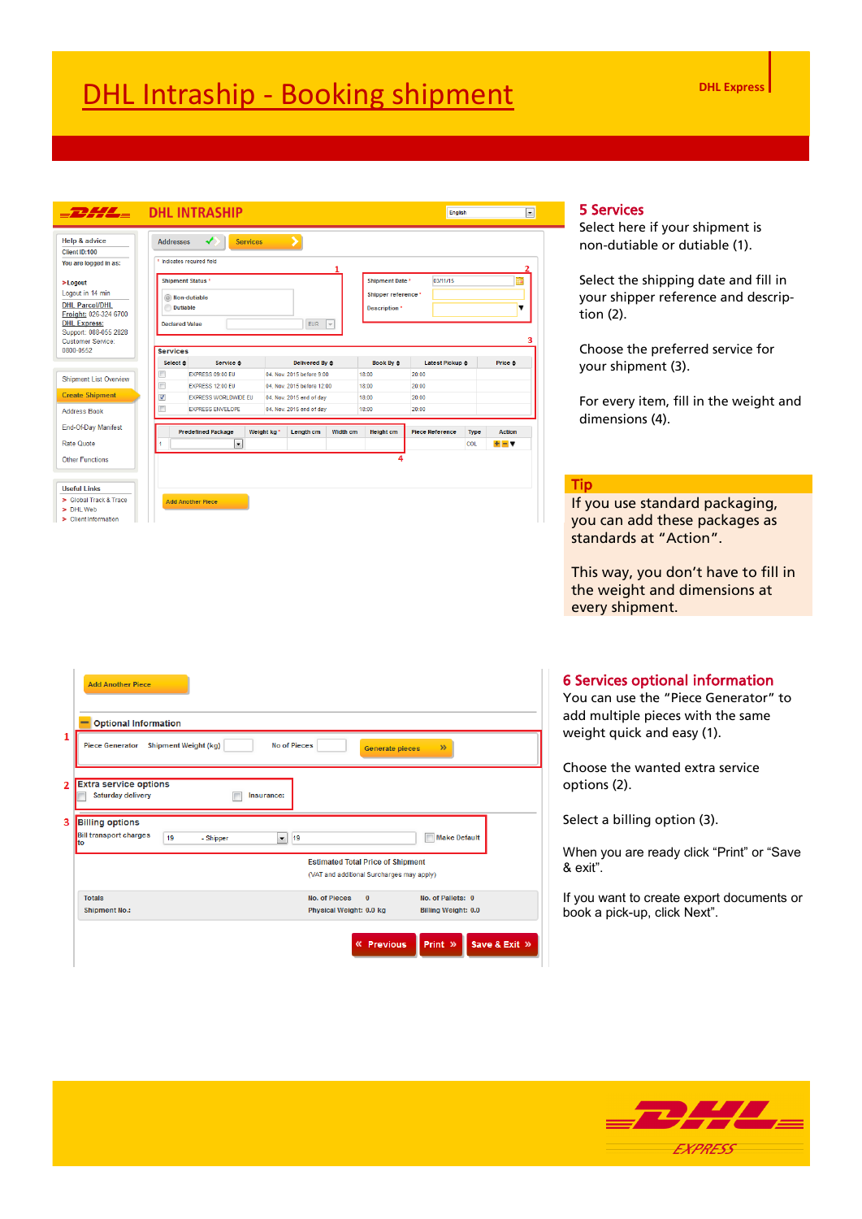# DHL Intraship - Booking shipment

## 5 Services

Select here if your shipment is non-dutiable or dutiable (1).

Select the shipping date and fill in your shipper reference and description (2).

Choose the preferred service for your shipment (3).

For every item, fill in the weight and dimensions (4).

### Tip

If you use standard packaging, you can add these packages as standards at "Action".

This way, you don't have to fill in the weight and dimensions at every shipment.

## 6 Services optional information

You can use the "Piece Generator" to add multiple pieces with the same weight quick and easy (1).

Choose the wanted extra service options (2).

Select a billing option (3).

When you are ready click "Print" or "Save & exit".

If you want to create export documents or book a pick-up, click Next".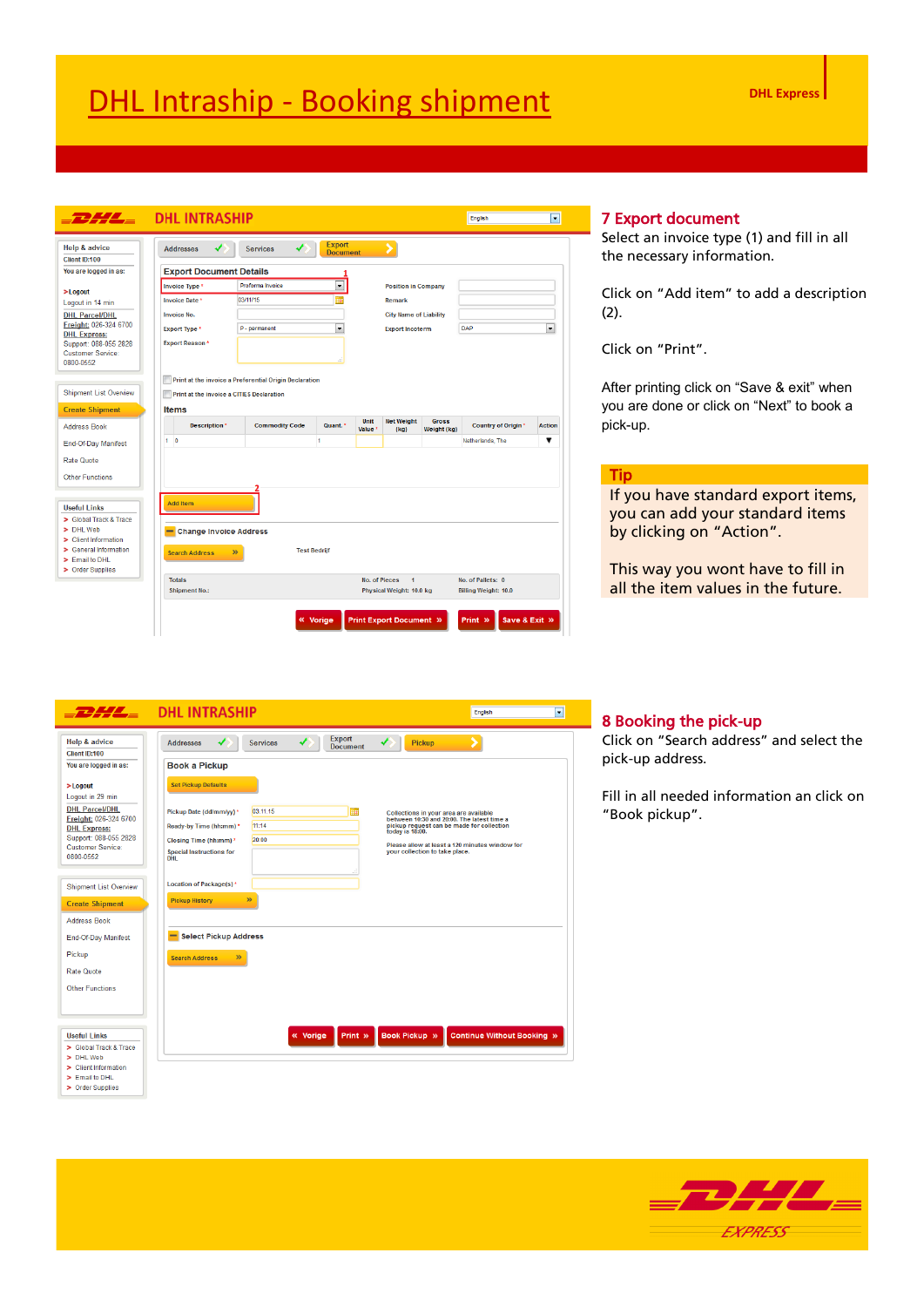# DHL Intraship - Booking shipment

DHL Express

## 7 Export document

Select an invoice type (1) and fill in all the necessary information.

Click on “Add item” to add a description (2).

Click on “Print”.

After printing click on “Save & exit” when you are done or click on “Next” to book a pick-up.

### Tip

If you have standard export items, you can add your standard items by clicking on “Action”.

This way you wont have to fill in all the item values in the future.

## 8 Booking the pick-up

Click on “Search address” and select the pick-up address.

Fill in all needed information an click on “Book pickup”.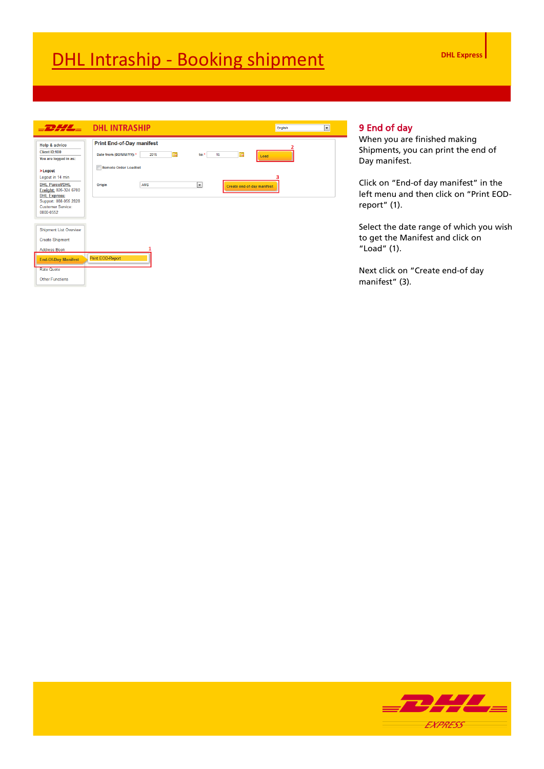# DHL Intraship - Booking shipment

## 9 End of day

When you are finished making Shipments, you can print the end of Day manifest.

Click on “End-of day manifest” in the left menu and then click on “Print EOD-report” (1).

Select the date range of which you wish to get the Manifest and click on “Load” (1).

Next click on “Create end-of day manifest” (3).